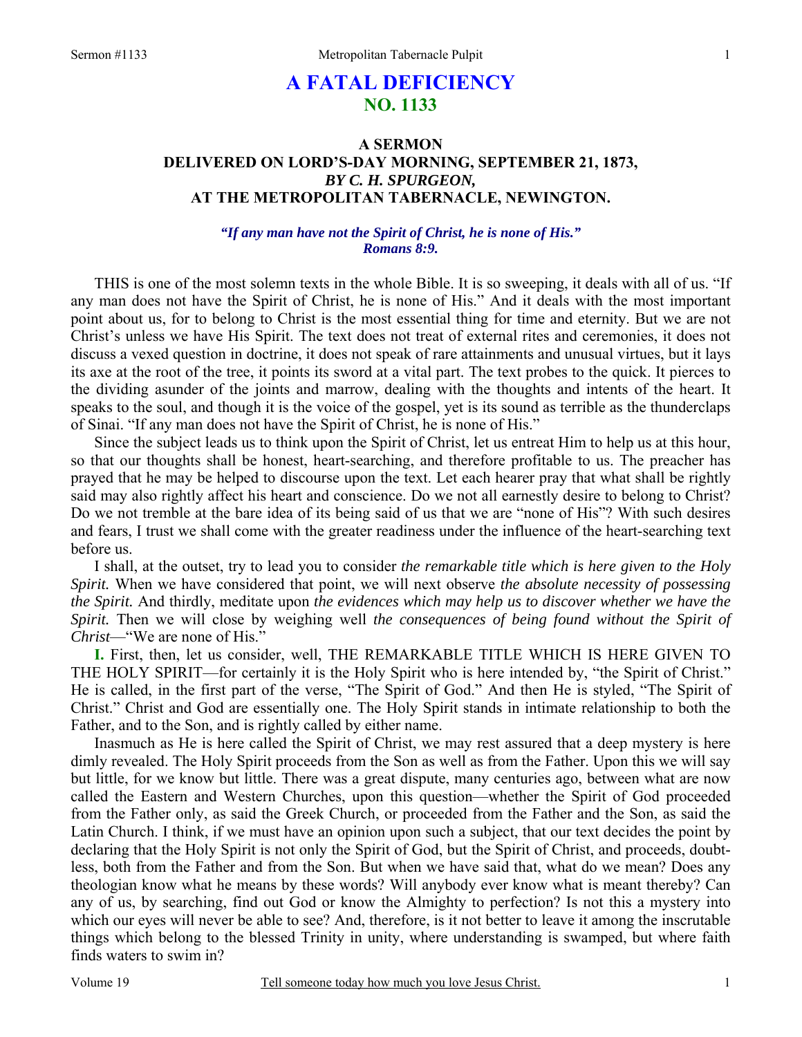# A FATAL DEFICIENCY
## NO. 1133

### A SERMON
### DELIVERED ON LORD'S-DAY MORNING, SEPTEMBER 21, 1873,
### *BY C. H. SPURGEON,*
### AT THE METROPOLITAN TABERNACLE, NEWINGTON.

***"If any man have not the Spirit of Christ, he is none of His." Romans 8:9.***

THIS is one of the most solemn texts in the whole Bible. It is so sweeping, it deals with all of us. "If any man does not have the Spirit of Christ, he is none of His." And it deals with the most important point about us, for to belong to Christ is the most essential thing for time and eternity. But we are not Christ's unless we have His Spirit. The text does not treat of external rites and ceremonies, it does not discuss a vexed question in doctrine, it does not speak of rare attainments and unusual virtues, but it lays its axe at the root of the tree, it points its sword at a vital part. The text probes to the quick. It pierces to the dividing asunder of the joints and marrow, dealing with the thoughts and intents of the heart. It speaks to the soul, and though it is the voice of the gospel, yet is its sound as terrible as the thunderclaps of Sinai. "If any man does not have the Spirit of Christ, he is none of His."

Since the subject leads us to think upon the Spirit of Christ, let us entreat Him to help us at this hour, so that our thoughts shall be honest, heart-searching, and therefore profitable to us. The preacher has prayed that he may be helped to discourse upon the text. Let each hearer pray that what shall be rightly said may also rightly affect his heart and conscience. Do we not all earnestly desire to belong to Christ? Do we not tremble at the bare idea of its being said of us that we are "none of His"? With such desires and fears, I trust we shall come with the greater readiness under the influence of the heart-searching text before us.

I shall, at the outset, try to lead you to consider *the remarkable title which is here given to the Holy Spirit.* When we have considered that point, we will next observe *the absolute necessity of possessing the Spirit.* And thirdly, meditate upon *the evidences which may help us to discover whether we have the Spirit.* Then we will close by weighing well *the consequences of being found without the Spirit of Christ*—"We are none of His."

**I.** First, then, let us consider, well, THE REMARKABLE TITLE WHICH IS HERE GIVEN TO THE HOLY SPIRIT—for certainly it is the Holy Spirit who is here intended by, "the Spirit of Christ." He is called, in the first part of the verse, "The Spirit of God." And then He is styled, "The Spirit of Christ." Christ and God are essentially one. The Holy Spirit stands in intimate relationship to both the Father, and to the Son, and is rightly called by either name.

Inasmuch as He is here called the Spirit of Christ, we may rest assured that a deep mystery is here dimly revealed. The Holy Spirit proceeds from the Son as well as from the Father. Upon this we will say but little, for we know but little. There was a great dispute, many centuries ago, between what are now called the Eastern and Western Churches, upon this question—whether the Spirit of God proceeded from the Father only, as said the Greek Church, or proceeded from the Father and the Son, as said the Latin Church. I think, if we must have an opinion upon such a subject, that our text decides the point by declaring that the Holy Spirit is not only the Spirit of God, but the Spirit of Christ, and proceeds, doubtless, both from the Father and from the Son. But when we have said that, what do we mean? Does any theologian know what he means by these words? Will anybody ever know what is meant thereby? Can any of us, by searching, find out God or know the Almighty to perfection? Is not this a mystery into which our eyes will never be able to see? And, therefore, is it not better to leave it among the inscrutable things which belong to the blessed Trinity in unity, where understanding is swamped, but where faith finds waters to swim in?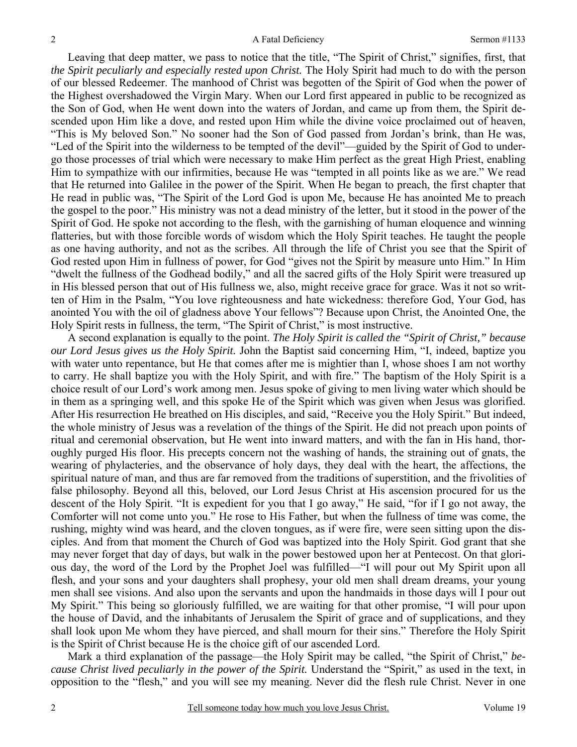Leaving that deep matter, we pass to notice that the title, "The Spirit of Christ," signifies, first, that *the Spirit peculiarly and especially rested upon Christ.* The Holy Spirit had much to do with the person of our blessed Redeemer. The manhood of Christ was begotten of the Spirit of God when the power of the Highest overshadowed the Virgin Mary. When our Lord first appeared in public to be recognized as the Son of God, when He went down into the waters of Jordan, and came up from them, the Spirit descended upon Him like a dove, and rested upon Him while the divine voice proclaimed out of heaven, "This is My beloved Son." No sooner had the Son of God passed from Jordan's brink, than He was, "Led of the Spirit into the wilderness to be tempted of the devil"—guided by the Spirit of God to undergo those processes of trial which were necessary to make Him perfect as the great High Priest, enabling Him to sympathize with our infirmities, because He was "tempted in all points like as we are." We read that He returned into Galilee in the power of the Spirit. When He began to preach, the first chapter that He read in public was, "The Spirit of the Lord God is upon Me, because He has anointed Me to preach the gospel to the poor." His ministry was not a dead ministry of the letter, but it stood in the power of the Spirit of God. He spoke not according to the flesh, with the garnishing of human eloquence and winning flatteries, but with those forcible words of wisdom which the Holy Spirit teaches. He taught the people as one having authority, and not as the scribes. All through the life of Christ you see that the Spirit of God rested upon Him in fullness of power, for God "gives not the Spirit by measure unto Him." In Him "dwelt the fullness of the Godhead bodily," and all the sacred gifts of the Holy Spirit were treasured up in His blessed person that out of His fullness we, also, might receive grace for grace. Was it not so written of Him in the Psalm, "You love righteousness and hate wickedness: therefore God, Your God, has anointed You with the oil of gladness above Your fellows"? Because upon Christ, the Anointed One, the Holy Spirit rests in fullness, the term, "The Spirit of Christ," is most instructive.

A second explanation is equally to the point. *The Holy Spirit is called the "Spirit of Christ," because our Lord Jesus gives us the Holy Spirit.* John the Baptist said concerning Him, "I, indeed, baptize you with water unto repentance, but He that comes after me is mightier than I, whose shoes I am not worthy to carry. He shall baptize you with the Holy Spirit, and with fire." The baptism of the Holy Spirit is a choice result of our Lord's work among men. Jesus spoke of giving to men living water which should be in them as a springing well, and this spoke He of the Spirit which was given when Jesus was glorified. After His resurrection He breathed on His disciples, and said, "Receive you the Holy Spirit." But indeed, the whole ministry of Jesus was a revelation of the things of the Spirit. He did not preach upon points of ritual and ceremonial observation, but He went into inward matters, and with the fan in His hand, thoroughly purged His floor. His precepts concern not the washing of hands, the straining out of gnats, the wearing of phylacteries, and the observance of holy days, they deal with the heart, the affections, the spiritual nature of man, and thus are far removed from the traditions of superstition, and the frivolities of false philosophy. Beyond all this, beloved, our Lord Jesus Christ at His ascension procured for us the descent of the Holy Spirit. "It is expedient for you that I go away," He said, "for if I go not away, the Comforter will not come unto you." He rose to His Father, but when the fullness of time was come, the rushing, mighty wind was heard, and the cloven tongues, as if were fire, were seen sitting upon the disciples. And from that moment the Church of God was baptized into the Holy Spirit. God grant that she may never forget that day of days, but walk in the power bestowed upon her at Pentecost. On that glorious day, the word of the Lord by the Prophet Joel was fulfilled—"I will pour out My Spirit upon all flesh, and your sons and your daughters shall prophesy, your old men shall dream dreams, your young men shall see visions. And also upon the servants and upon the handmaids in those days will I pour out My Spirit." This being so gloriously fulfilled, we are waiting for that other promise, "I will pour upon the house of David, and the inhabitants of Jerusalem the Spirit of grace and of supplications, and they shall look upon Me whom they have pierced, and shall mourn for their sins." Therefore the Holy Spirit is the Spirit of Christ because He is the choice gift of our ascended Lord.

Mark a third explanation of the passage—the Holy Spirit may be called, "the Spirit of Christ," *because Christ lived peculiarly in the power of the Spirit.* Understand the "Spirit," as used in the text, in opposition to the "flesh," and you will see my meaning. Never did the flesh rule Christ. Never in one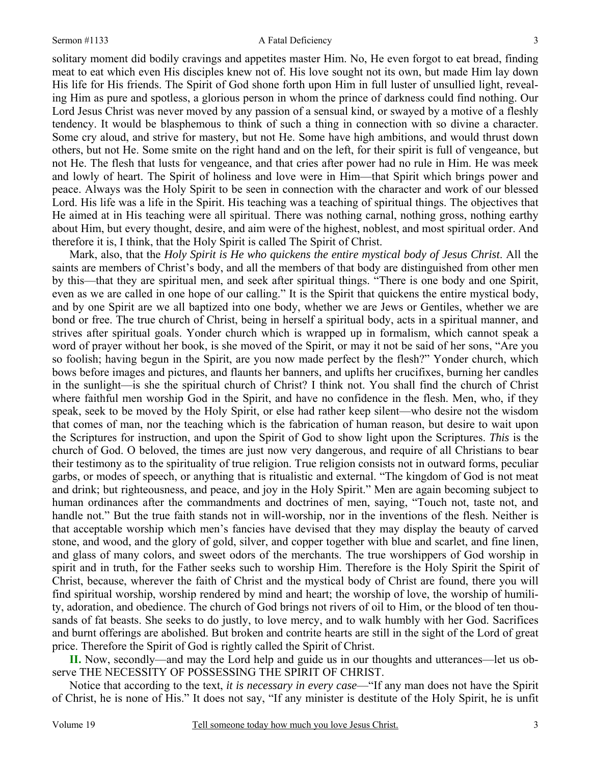solitary moment did bodily cravings and appetites master Him. No, He even forgot to eat bread, finding meat to eat which even His disciples knew not of. His love sought not its own, but made Him lay down His life for His friends. The Spirit of God shone forth upon Him in full luster of unsullied light, revealing Him as pure and spotless, a glorious person in whom the prince of darkness could find nothing. Our Lord Jesus Christ was never moved by any passion of a sensual kind, or swayed by a motive of a fleshly tendency. It would be blasphemous to think of such a thing in connection with so divine a character. Some cry aloud, and strive for mastery, but not He. Some have high ambitions, and would thrust down others, but not He. Some smite on the right hand and on the left, for their spirit is full of vengeance, but not He. The flesh that lusts for vengeance, and that cries after power had no rule in Him. He was meek and lowly of heart. The Spirit of holiness and love were in Him—that Spirit which brings power and peace. Always was the Holy Spirit to be seen in connection with the character and work of our blessed Lord. His life was a life in the Spirit. His teaching was a teaching of spiritual things. The objectives that He aimed at in His teaching were all spiritual. There was nothing carnal, nothing gross, nothing earthy about Him, but every thought, desire, and aim were of the highest, noblest, and most spiritual order. And therefore it is, I think, that the Holy Spirit is called The Spirit of Christ.

Mark, also, that the *Holy Spirit is He who quickens the entire mystical body of Jesus Christ*. All the saints are members of Christ's body, and all the members of that body are distinguished from other men by this—that they are spiritual men, and seek after spiritual things. "There is one body and one Spirit, even as we are called in one hope of our calling." It is the Spirit that quickens the entire mystical body, and by one Spirit are we all baptized into one body, whether we are Jews or Gentiles, whether we are bond or free. The true church of Christ, being in herself a spiritual body, acts in a spiritual manner, and strives after spiritual goals. Yonder church which is wrapped up in formalism, which cannot speak a word of prayer without her book, is she moved of the Spirit, or may it not be said of her sons, "Are you so foolish; having begun in the Spirit, are you now made perfect by the flesh?" Yonder church, which bows before images and pictures, and flaunts her banners, and uplifts her crucifixes, burning her candles in the sunlight—is she the spiritual church of Christ? I think not. You shall find the church of Christ where faithful men worship God in the Spirit, and have no confidence in the flesh. Men, who, if they speak, seek to be moved by the Holy Spirit, or else had rather keep silent—who desire not the wisdom that comes of man, nor the teaching which is the fabrication of human reason, but desire to wait upon the Scriptures for instruction, and upon the Spirit of God to show light upon the Scriptures. *This* is the church of God. O beloved, the times are just now very dangerous, and require of all Christians to bear their testimony as to the spirituality of true religion. True religion consists not in outward forms, peculiar garbs, or modes of speech, or anything that is ritualistic and external. "The kingdom of God is not meat and drink; but righteousness, and peace, and joy in the Holy Spirit." Men are again becoming subject to human ordinances after the commandments and doctrines of men, saying, "Touch not, taste not, and handle not." But the true faith stands not in will-worship, nor in the inventions of the flesh. Neither is that acceptable worship which men's fancies have devised that they may display the beauty of carved stone, and wood, and the glory of gold, silver, and copper together with blue and scarlet, and fine linen, and glass of many colors, and sweet odors of the merchants. The true worshippers of God worship in spirit and in truth, for the Father seeks such to worship Him. Therefore is the Holy Spirit the Spirit of Christ, because, wherever the faith of Christ and the mystical body of Christ are found, there you will find spiritual worship, worship rendered by mind and heart; the worship of love, the worship of humility, adoration, and obedience. The church of God brings not rivers of oil to Him, or the blood of ten thousands of fat beasts. She seeks to do justly, to love mercy, and to walk humbly with her God. Sacrifices and burnt offerings are abolished. But broken and contrite hearts are still in the sight of the Lord of great price. Therefore the Spirit of God is rightly called the Spirit of Christ.

**II.** Now, secondly—and may the Lord help and guide us in our thoughts and utterances—let us observe THE NECESSITY OF POSSESSING THE SPIRIT OF CHRIST.

Notice that according to the text, *it is necessary in every case*—"If any man does not have the Spirit of Christ, he is none of His." It does not say, "If any minister is destitute of the Holy Spirit, he is unfit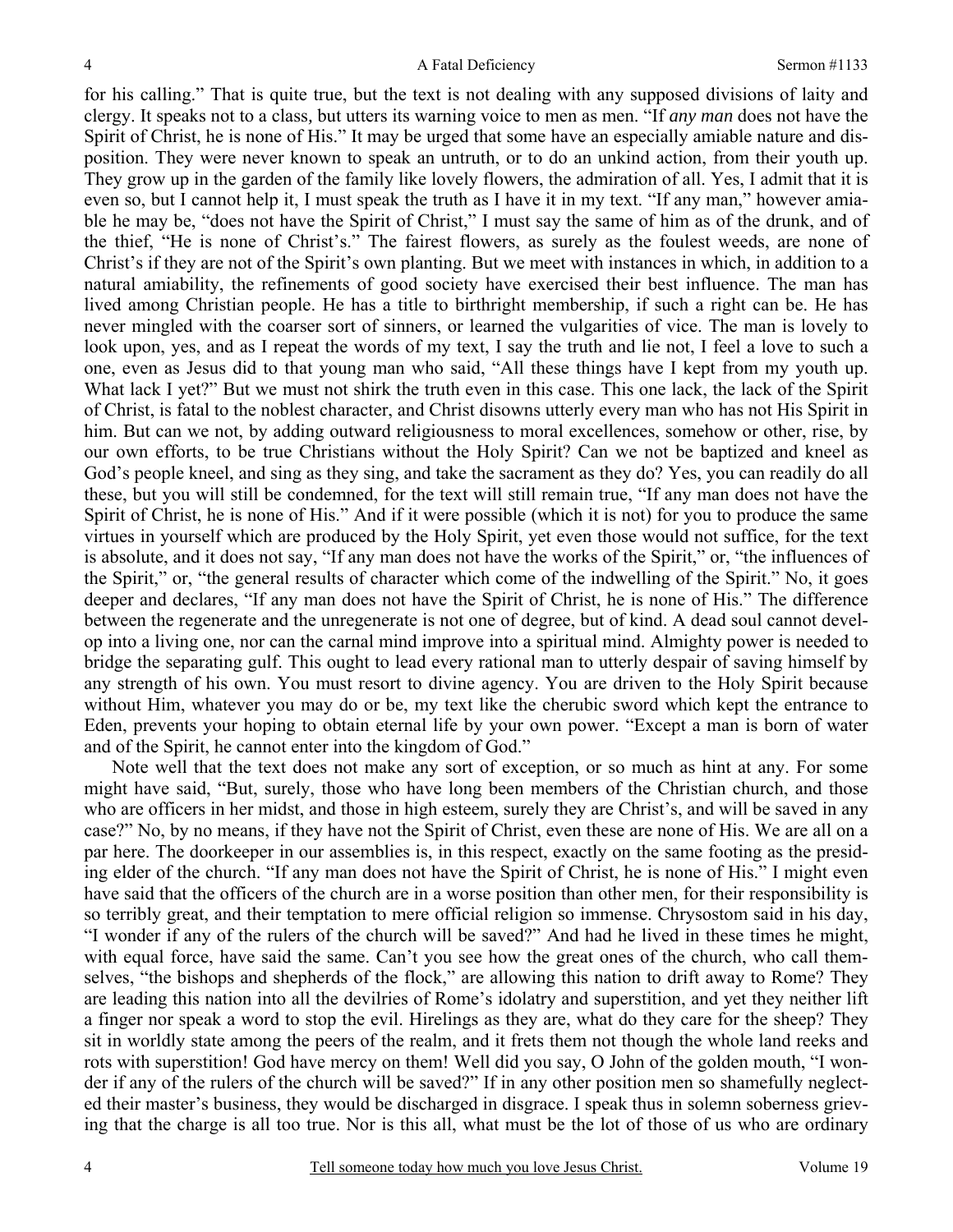for his calling." That is quite true, but the text is not dealing with any supposed divisions of laity and clergy. It speaks not to a class, but utters its warning voice to men as men. "If *any man* does not have the Spirit of Christ, he is none of His." It may be urged that some have an especially amiable nature and disposition. They were never known to speak an untruth, or to do an unkind action, from their youth up. They grow up in the garden of the family like lovely flowers, the admiration of all. Yes, I admit that it is even so, but I cannot help it, I must speak the truth as I have it in my text. "If any man," however amiable he may be, "does not have the Spirit of Christ," I must say the same of him as of the drunk, and of the thief, "He is none of Christ's." The fairest flowers, as surely as the foulest weeds, are none of Christ's if they are not of the Spirit's own planting. But we meet with instances in which, in addition to a natural amiability, the refinements of good society have exercised their best influence. The man has lived among Christian people. He has a title to birthright membership, if such a right can be. He has never mingled with the coarser sort of sinners, or learned the vulgarities of vice. The man is lovely to look upon, yes, and as I repeat the words of my text, I say the truth and lie not, I feel a love to such a one, even as Jesus did to that young man who said, "All these things have I kept from my youth up. What lack I yet?" But we must not shirk the truth even in this case. This one lack, the lack of the Spirit of Christ, is fatal to the noblest character, and Christ disowns utterly every man who has not His Spirit in him. But can we not, by adding outward religiousness to moral excellences, somehow or other, rise, by our own efforts, to be true Christians without the Holy Spirit? Can we not be baptized and kneel as God's people kneel, and sing as they sing, and take the sacrament as they do? Yes, you can readily do all these, but you will still be condemned, for the text will still remain true, "If any man does not have the Spirit of Christ, he is none of His." And if it were possible (which it is not) for you to produce the same virtues in yourself which are produced by the Holy Spirit, yet even those would not suffice, for the text is absolute, and it does not say, "If any man does not have the works of the Spirit," or, "the influences of the Spirit," or, "the general results of character which come of the indwelling of the Spirit." No, it goes deeper and declares, "If any man does not have the Spirit of Christ, he is none of His." The difference between the regenerate and the unregenerate is not one of degree, but of kind. A dead soul cannot develop into a living one, nor can the carnal mind improve into a spiritual mind. Almighty power is needed to bridge the separating gulf. This ought to lead every rational man to utterly despair of saving himself by any strength of his own. You must resort to divine agency. You are driven to the Holy Spirit because without Him, whatever you may do or be, my text like the cherubic sword which kept the entrance to Eden, prevents your hoping to obtain eternal life by your own power. "Except a man is born of water and of the Spirit, he cannot enter into the kingdom of God."

Note well that the text does not make any sort of exception, or so much as hint at any. For some might have said, "But, surely, those who have long been members of the Christian church, and those who are officers in her midst, and those in high esteem, surely they are Christ's, and will be saved in any case?" No, by no means, if they have not the Spirit of Christ, even these are none of His. We are all on a par here. The doorkeeper in our assemblies is, in this respect, exactly on the same footing as the presiding elder of the church. "If any man does not have the Spirit of Christ, he is none of His." I might even have said that the officers of the church are in a worse position than other men, for their responsibility is so terribly great, and their temptation to mere official religion so immense. Chrysostom said in his day, "I wonder if any of the rulers of the church will be saved?" And had he lived in these times he might, with equal force, have said the same. Can't you see how the great ones of the church, who call themselves, "the bishops and shepherds of the flock," are allowing this nation to drift away to Rome? They are leading this nation into all the devilries of Rome's idolatry and superstition, and yet they neither lift a finger nor speak a word to stop the evil. Hirelings as they are, what do they care for the sheep? They sit in worldly state among the peers of the realm, and it frets them not though the whole land reeks and rots with superstition! God have mercy on them! Well did you say, O John of the golden mouth, "I wonder if any of the rulers of the church will be saved?" If in any other position men so shamefully neglected their master's business, they would be discharged in disgrace. I speak thus in solemn soberness grieving that the charge is all too true. Nor is this all, what must be the lot of those of us who are ordinary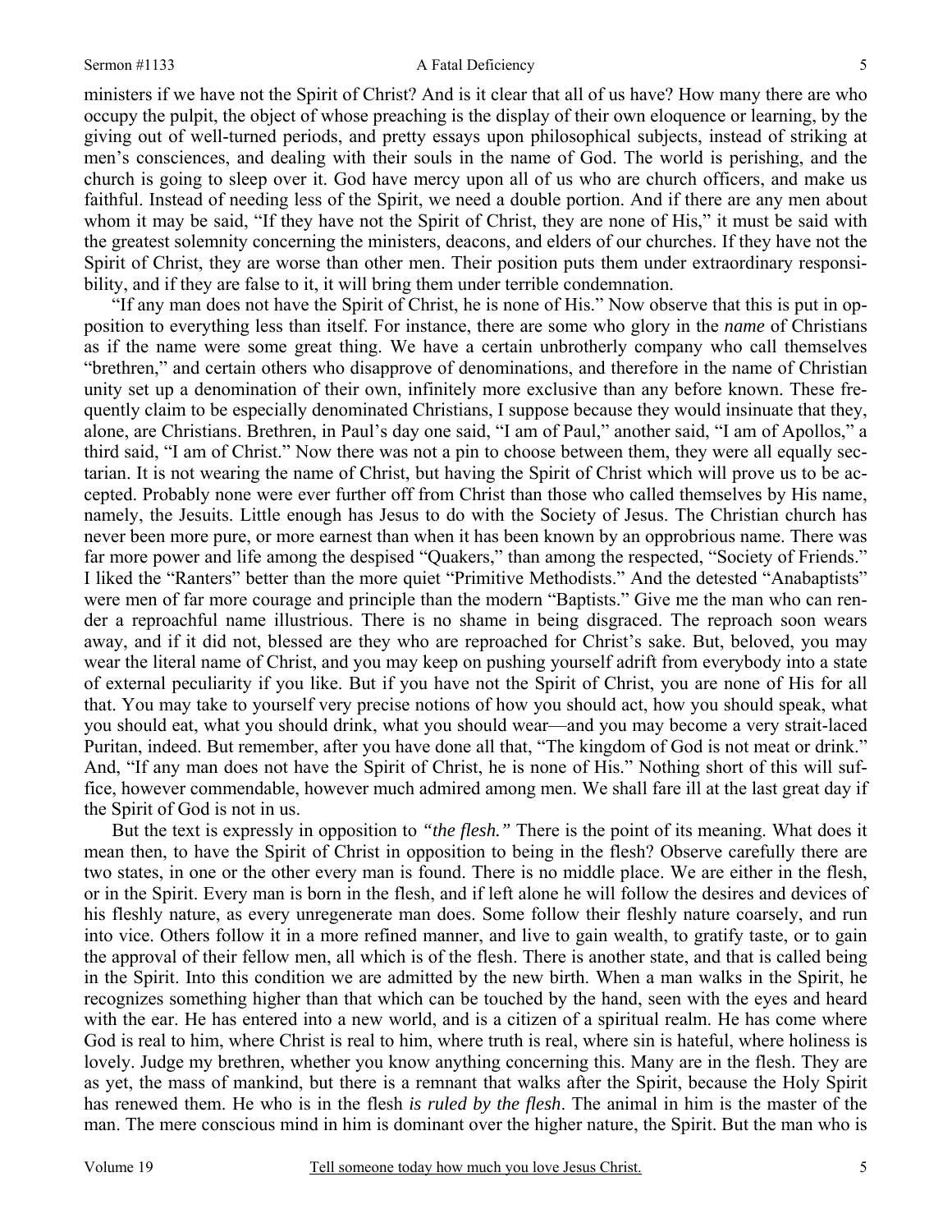ministers if we have not the Spirit of Christ? And is it clear that all of us have? How many there are who occupy the pulpit, the object of whose preaching is the display of their own eloquence or learning, by the giving out of well-turned periods, and pretty essays upon philosophical subjects, instead of striking at men's consciences, and dealing with their souls in the name of God. The world is perishing, and the church is going to sleep over it. God have mercy upon all of us who are church officers, and make us faithful. Instead of needing less of the Spirit, we need a double portion. And if there are any men about whom it may be said, "If they have not the Spirit of Christ, they are none of His," it must be said with the greatest solemnity concerning the ministers, deacons, and elders of our churches. If they have not the Spirit of Christ, they are worse than other men. Their position puts them under extraordinary responsibility, and if they are false to it, it will bring them under terrible condemnation.

"If any man does not have the Spirit of Christ, he is none of His." Now observe that this is put in opposition to everything less than itself. For instance, there are some who glory in the *name* of Christians as if the name were some great thing. We have a certain unbrotherly company who call themselves "brethren," and certain others who disapprove of denominations, and therefore in the name of Christian unity set up a denomination of their own, infinitely more exclusive than any before known. These frequently claim to be especially denominated Christians, I suppose because they would insinuate that they, alone, are Christians. Brethren, in Paul's day one said, "I am of Paul," another said, "I am of Apollos," a third said, "I am of Christ." Now there was not a pin to choose between them, they were all equally sectarian. It is not wearing the name of Christ, but having the Spirit of Christ which will prove us to be accepted. Probably none were ever further off from Christ than those who called themselves by His name, namely, the Jesuits. Little enough has Jesus to do with the Society of Jesus. The Christian church has never been more pure, or more earnest than when it has been known by an opprobrious name. There was far more power and life among the despised "Quakers," than among the respected, "Society of Friends." I liked the "Ranters" better than the more quiet "Primitive Methodists." And the detested "Anabaptists" were men of far more courage and principle than the modern "Baptists." Give me the man who can render a reproachful name illustrious. There is no shame in being disgraced. The reproach soon wears away, and if it did not, blessed are they who are reproached for Christ's sake. But, beloved, you may wear the literal name of Christ, and you may keep on pushing yourself adrift from everybody into a state of external peculiarity if you like. But if you have not the Spirit of Christ, you are none of His for all that. You may take to yourself very precise notions of how you should act, how you should speak, what you should eat, what you should drink, what you should wear—and you may become a very strait-laced Puritan, indeed. But remember, after you have done all that, "The kingdom of God is not meat or drink." And, "If any man does not have the Spirit of Christ, he is none of His." Nothing short of this will suffice, however commendable, however much admired among men. We shall fare ill at the last great day if the Spirit of God is not in us.

But the text is expressly in opposition to *"the flesh."* There is the point of its meaning. What does it mean then, to have the Spirit of Christ in opposition to being in the flesh? Observe carefully there are two states, in one or the other every man is found. There is no middle place. We are either in the flesh, or in the Spirit. Every man is born in the flesh, and if left alone he will follow the desires and devices of his fleshly nature, as every unregenerate man does. Some follow their fleshly nature coarsely, and run into vice. Others follow it in a more refined manner, and live to gain wealth, to gratify taste, or to gain the approval of their fellow men, all which is of the flesh. There is another state, and that is called being in the Spirit. Into this condition we are admitted by the new birth. When a man walks in the Spirit, he recognizes something higher than that which can be touched by the hand, seen with the eyes and heard with the ear. He has entered into a new world, and is a citizen of a spiritual realm. He has come where God is real to him, where Christ is real to him, where truth is real, where sin is hateful, where holiness is lovely. Judge my brethren, whether you know anything concerning this. Many are in the flesh. They are as yet, the mass of mankind, but there is a remnant that walks after the Spirit, because the Holy Spirit has renewed them. He who is in the flesh *is ruled by the flesh*. The animal in him is the master of the man. The mere conscious mind in him is dominant over the higher nature, the Spirit. But the man who is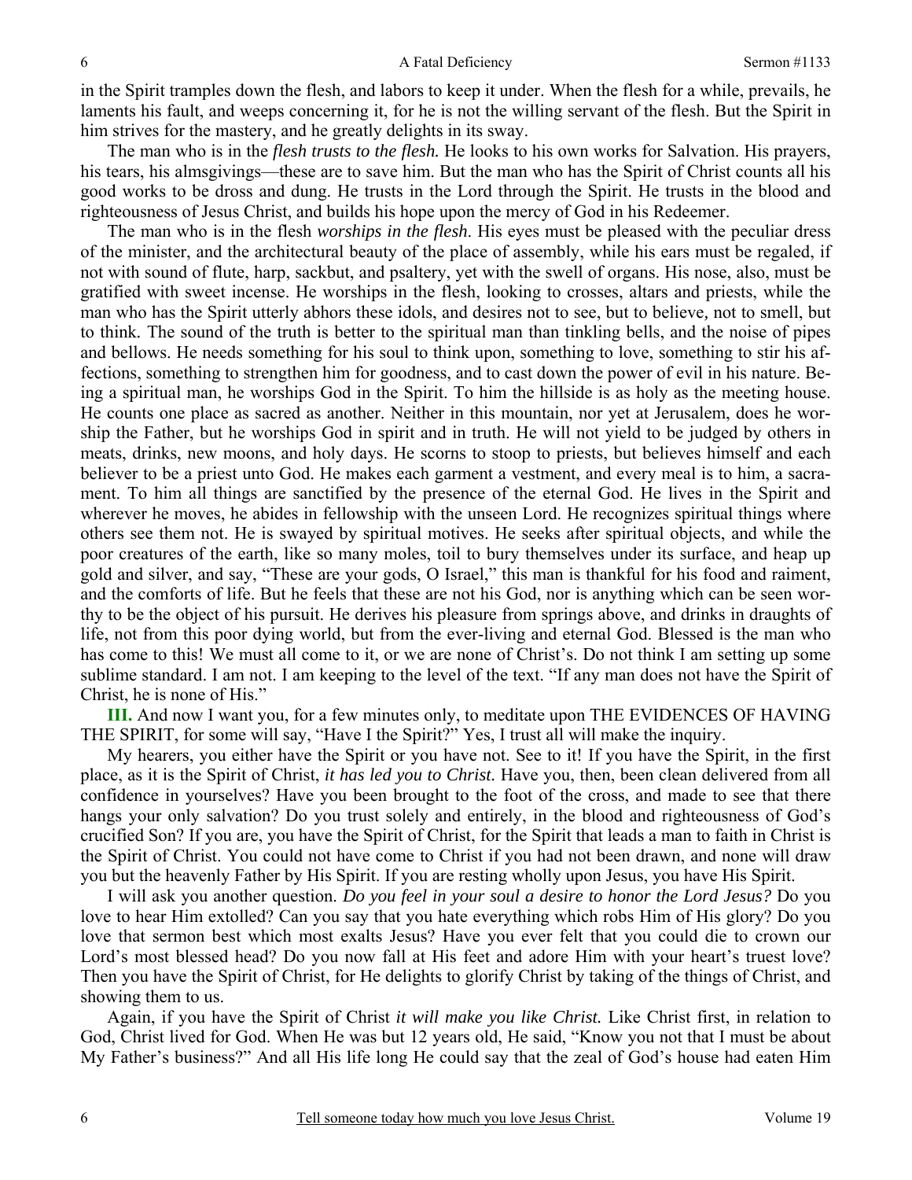in the Spirit tramples down the flesh, and labors to keep it under. When the flesh for a while, prevails, he laments his fault, and weeps concerning it, for he is not the willing servant of the flesh. But the Spirit in him strives for the mastery, and he greatly delights in its sway.

The man who is in the *flesh trusts to the flesh.* He looks to his own works for Salvation. His prayers, his tears, his almsgivings—these are to save him. But the man who has the Spirit of Christ counts all his good works to be dross and dung. He trusts in the Lord through the Spirit. He trusts in the blood and righteousness of Jesus Christ, and builds his hope upon the mercy of God in his Redeemer.

The man who is in the flesh *worships in the flesh*. His eyes must be pleased with the peculiar dress of the minister, and the architectural beauty of the place of assembly, while his ears must be regaled, if not with sound of flute, harp, sackbut, and psaltery, yet with the swell of organs. His nose, also, must be gratified with sweet incense. He worships in the flesh, looking to crosses, altars and priests, while the man who has the Spirit utterly abhors these idols, and desires not to see, but to believe, not to smell, but to think. The sound of the truth is better to the spiritual man than tinkling bells, and the noise of pipes and bellows. He needs something for his soul to think upon, something to love, something to stir his affections, something to strengthen him for goodness, and to cast down the power of evil in his nature. Being a spiritual man, he worships God in the Spirit. To him the hillside is as holy as the meeting house. He counts one place as sacred as another. Neither in this mountain, nor yet at Jerusalem, does he worship the Father, but he worships God in spirit and in truth. He will not yield to be judged by others in meats, drinks, new moons, and holy days. He scorns to stoop to priests, but believes himself and each believer to be a priest unto God. He makes each garment a vestment, and every meal is to him, a sacrament. To him all things are sanctified by the presence of the eternal God. He lives in the Spirit and wherever he moves, he abides in fellowship with the unseen Lord. He recognizes spiritual things where others see them not. He is swayed by spiritual motives. He seeks after spiritual objects, and while the poor creatures of the earth, like so many moles, toil to bury themselves under its surface, and heap up gold and silver, and say, "These are your gods, O Israel," this man is thankful for his food and raiment, and the comforts of life. But he feels that these are not his God, nor is anything which can be seen worthy to be the object of his pursuit. He derives his pleasure from springs above, and drinks in draughts of life, not from this poor dying world, but from the ever-living and eternal God. Blessed is the man who has come to this! We must all come to it, or we are none of Christ's. Do not think I am setting up some sublime standard. I am not. I am keeping to the level of the text. "If any man does not have the Spirit of Christ, he is none of His."

**III.** And now I want you, for a few minutes only, to meditate upon THE EVIDENCES OF HAVING THE SPIRIT, for some will say, "Have I the Spirit?" Yes, I trust all will make the inquiry.

My hearers, you either have the Spirit or you have not. See to it! If you have the Spirit, in the first place, as it is the Spirit of Christ, *it has led you to Christ.* Have you, then, been clean delivered from all confidence in yourselves? Have you been brought to the foot of the cross, and made to see that there hangs your only salvation? Do you trust solely and entirely, in the blood and righteousness of God's crucified Son? If you are, you have the Spirit of Christ, for the Spirit that leads a man to faith in Christ is the Spirit of Christ. You could not have come to Christ if you had not been drawn, and none will draw you but the heavenly Father by His Spirit. If you are resting wholly upon Jesus, you have His Spirit.

I will ask you another question. *Do you feel in your soul a desire to honor the Lord Jesus?* Do you love to hear Him extolled? Can you say that you hate everything which robs Him of His glory? Do you love that sermon best which most exalts Jesus? Have you ever felt that you could die to crown our Lord's most blessed head? Do you now fall at His feet and adore Him with your heart's truest love? Then you have the Spirit of Christ, for He delights to glorify Christ by taking of the things of Christ, and showing them to us.

Again, if you have the Spirit of Christ *it will make you like Christ.* Like Christ first, in relation to God, Christ lived for God. When He was but 12 years old, He said, "Know you not that I must be about My Father's business?" And all His life long He could say that the zeal of God's house had eaten Him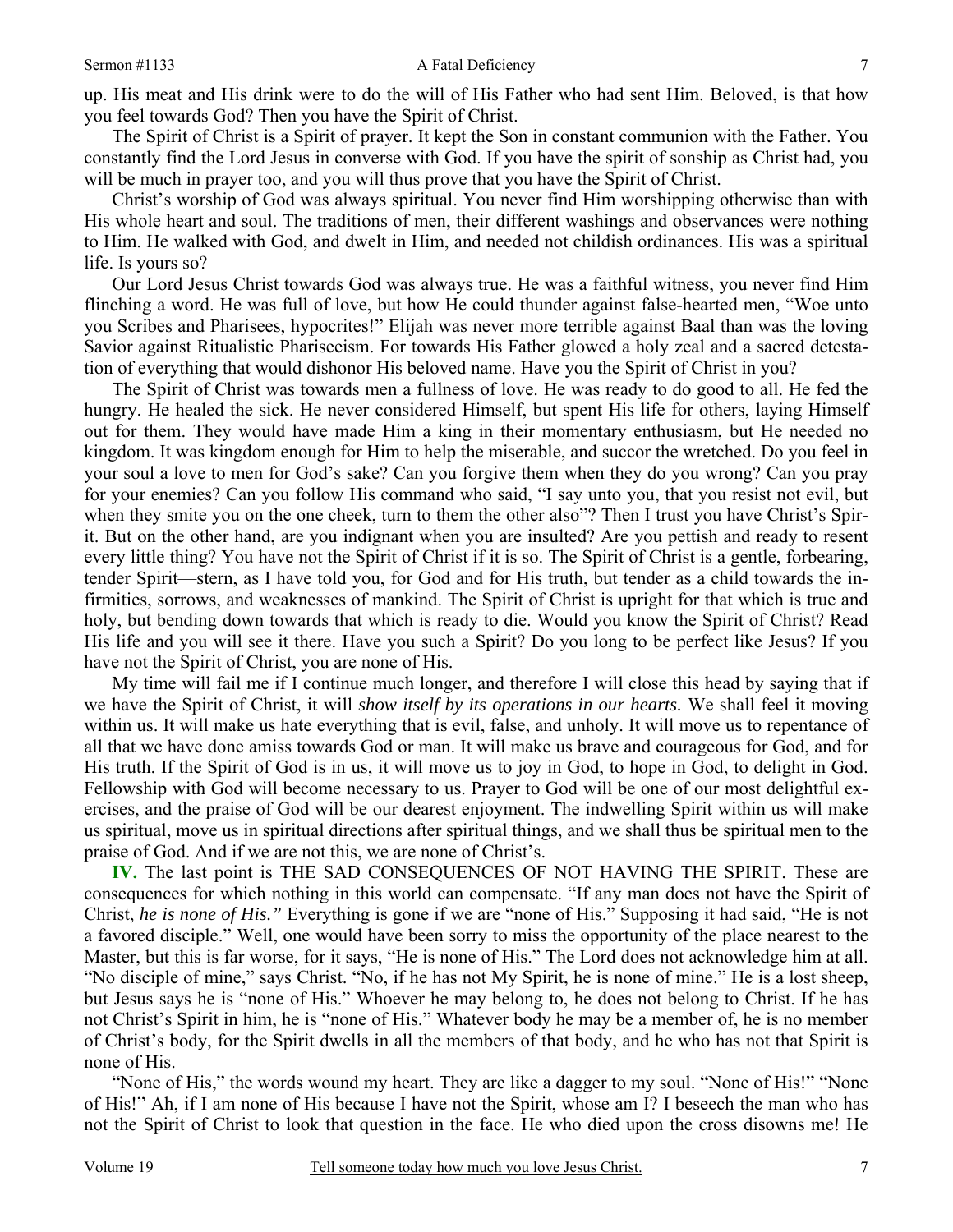up. His meat and His drink were to do the will of His Father who had sent Him. Beloved, is that how you feel towards God? Then you have the Spirit of Christ.

The Spirit of Christ is a Spirit of prayer. It kept the Son in constant communion with the Father. You constantly find the Lord Jesus in converse with God. If you have the spirit of sonship as Christ had, you will be much in prayer too, and you will thus prove that you have the Spirit of Christ.

Christ's worship of God was always spiritual. You never find Him worshipping otherwise than with His whole heart and soul. The traditions of men, their different washings and observances were nothing to Him. He walked with God, and dwelt in Him, and needed not childish ordinances. His was a spiritual life. Is yours so?

Our Lord Jesus Christ towards God was always true. He was a faithful witness, you never find Him flinching a word. He was full of love, but how He could thunder against false-hearted men, "Woe unto you Scribes and Pharisees, hypocrites!" Elijah was never more terrible against Baal than was the loving Savior against Ritualistic Phariseeism. For towards His Father glowed a holy zeal and a sacred detestation of everything that would dishonor His beloved name. Have you the Spirit of Christ in you?

The Spirit of Christ was towards men a fullness of love. He was ready to do good to all. He fed the hungry. He healed the sick. He never considered Himself, but spent His life for others, laying Himself out for them. They would have made Him a king in their momentary enthusiasm, but He needed no kingdom. It was kingdom enough for Him to help the miserable, and succor the wretched. Do you feel in your soul a love to men for God's sake? Can you forgive them when they do you wrong? Can you pray for your enemies? Can you follow His command who said, "I say unto you, that you resist not evil, but when they smite you on the one cheek, turn to them the other also"? Then I trust you have Christ's Spirit. But on the other hand, are you indignant when you are insulted? Are you pettish and ready to resent every little thing? You have not the Spirit of Christ if it is so. The Spirit of Christ is a gentle, forbearing, tender Spirit—stern, as I have told you, for God and for His truth, but tender as a child towards the infirmities, sorrows, and weaknesses of mankind. The Spirit of Christ is upright for that which is true and holy, but bending down towards that which is ready to die. Would you know the Spirit of Christ? Read His life and you will see it there. Have you such a Spirit? Do you long to be perfect like Jesus? If you have not the Spirit of Christ, you are none of His.

My time will fail me if I continue much longer, and therefore I will close this head by saying that if we have the Spirit of Christ, it will *show itself by its operations in our hearts.* We shall feel it moving within us. It will make us hate everything that is evil, false, and unholy. It will move us to repentance of all that we have done amiss towards God or man. It will make us brave and courageous for God, and for His truth. If the Spirit of God is in us, it will move us to joy in God, to hope in God, to delight in God. Fellowship with God will become necessary to us. Prayer to God will be one of our most delightful exercises, and the praise of God will be our dearest enjoyment. The indwelling Spirit within us will make us spiritual, move us in spiritual directions after spiritual things, and we shall thus be spiritual men to the praise of God. And if we are not this, we are none of Christ's.

**IV.** The last point is THE SAD CONSEQUENCES OF NOT HAVING THE SPIRIT. These are consequences for which nothing in this world can compensate. "If any man does not have the Spirit of Christ, *he is none of His."* Everything is gone if we are "none of His." Supposing it had said, "He is not a favored disciple." Well, one would have been sorry to miss the opportunity of the place nearest to the Master, but this is far worse, for it says, "He is none of His." The Lord does not acknowledge him at all. "No disciple of mine," says Christ. "No, if he has not My Spirit, he is none of mine." He is a lost sheep, but Jesus says he is "none of His." Whoever he may belong to, he does not belong to Christ. If he has not Christ's Spirit in him, he is "none of His." Whatever body he may be a member of, he is no member of Christ's body, for the Spirit dwells in all the members of that body, and he who has not that Spirit is none of His.

"None of His," the words wound my heart. They are like a dagger to my soul. "None of His!" "None of His!" Ah, if I am none of His because I have not the Spirit, whose am I? I beseech the man who has not the Spirit of Christ to look that question in the face. He who died upon the cross disowns me! He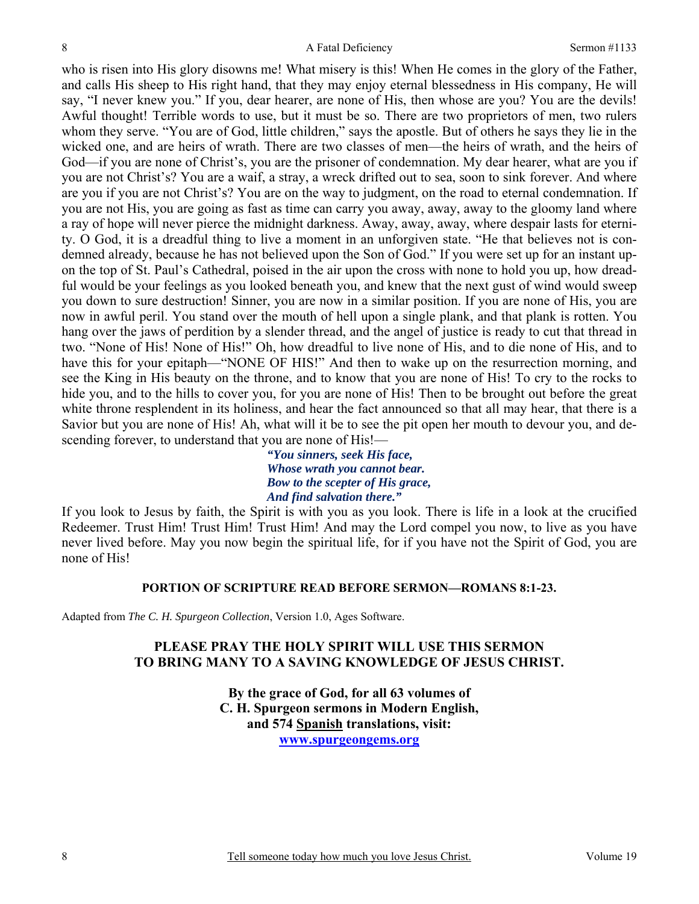who is risen into His glory disowns me! What misery is this! When He comes in the glory of the Father, and calls His sheep to His right hand, that they may enjoy eternal blessedness in His company, He will say, "I never knew you." If you, dear hearer, are none of His, then whose are you? You are the devils! Awful thought! Terrible words to use, but it must be so. There are two proprietors of men, two rulers whom they serve. "You are of God, little children," says the apostle. But of others he says they lie in the wicked one, and are heirs of wrath. There are two classes of men—the heirs of wrath, and the heirs of God—if you are none of Christ's, you are the prisoner of condemnation. My dear hearer, what are you if you are not Christ's? You are a waif, a stray, a wreck drifted out to sea, soon to sink forever. And where are you if you are not Christ's? You are on the way to judgment, on the road to eternal condemnation. If you are not His, you are going as fast as time can carry you away, away, away to the gloomy land where a ray of hope will never pierce the midnight darkness. Away, away, away, where despair lasts for eternity. O God, it is a dreadful thing to live a moment in an unforgiven state. "He that believes not is condemned already, because he has not believed upon the Son of God." If you were set up for an instant upon the top of St. Paul's Cathedral, poised in the air upon the cross with none to hold you up, how dreadful would be your feelings as you looked beneath you, and knew that the next gust of wind would sweep you down to sure destruction! Sinner, you are now in a similar position. If you are none of His, you are now in awful peril. You stand over the mouth of hell upon a single plank, and that plank is rotten. You hang over the jaws of perdition by a slender thread, and the angel of justice is ready to cut that thread in two. "None of His! None of His!" Oh, how dreadful to live none of His, and to die none of His, and to have this for your epitaph—"NONE OF HIS!" And then to wake up on the resurrection morning, and see the King in His beauty on the throne, and to know that you are none of His! To cry to the rocks to hide you, and to the hills to cover you, for you are none of His! Then to be brought out before the great white throne resplendent in its holiness, and hear the fact announced so that all may hear, that there is a Savior but you are none of His! Ah, what will it be to see the pit open her mouth to devour you, and descending forever, to understand that you are none of His!—

> ***"You sinners, seek His face,***
> ***Whose wrath you cannot bear.***
> ***Bow to the scepter of His grace,***
> ***And find salvation there."***

If you look to Jesus by faith, the Spirit is with you as you look. There is life in a look at the crucified Redeemer. Trust Him! Trust Him! Trust Him! And may the Lord compel you now, to live as you have never lived before. May you now begin the spiritual life, for if you have not the Spirit of God, you are none of His!

**PORTION OF SCRIPTURE READ BEFORE SERMON—ROMANS 8:1-23.**

Adapted from *The C. H. Spurgeon Collection*, Version 1.0, Ages Software.

**PLEASE PRAY THE HOLY SPIRIT WILL USE THIS SERMON TO BRING MANY TO A SAVING KNOWLEDGE OF JESUS CHRIST.**

**By the grace of God, for all 63 volumes of C. H. Spurgeon sermons in Modern English, and 574 Spanish translations, visit: www.spurgeongems.org**